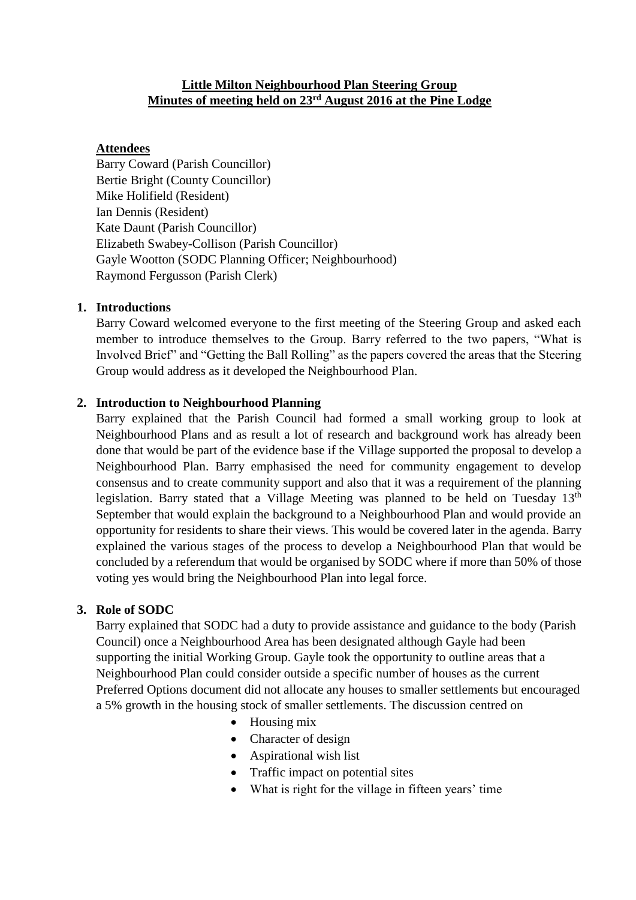**Little Milton Neighbourhood Plan Steering Group**
**Minutes of meeting held on 23rd August 2016 at the Pine Lodge**

**Attendees**

Barry Coward (Parish Councillor)
Bertie Bright (County Councillor)
Mike Holifield (Resident)
Ian Dennis (Resident)
Kate Daunt (Parish Councillor)
Elizabeth Swabey-Collison (Parish Councillor)
Gayle Wootton (SODC Planning Officer; Neighbourhood)
Raymond Fergusson (Parish Clerk)

**1. Introductions**

Barry Coward welcomed everyone to the first meeting of the Steering Group and asked each member to introduce themselves to the Group. Barry referred to the two papers, "What is Involved Brief" and "Getting the Ball Rolling" as the papers covered the areas that the Steering Group would address as it developed the Neighbourhood Plan.

**2. Introduction to Neighbourhood Planning**

Barry explained that the Parish Council had formed a small working group to look at Neighbourhood Plans and as result a lot of research and background work has already been done that would be part of the evidence base if the Village supported the proposal to develop a Neighbourhood Plan. Barry emphasised the need for community engagement to develop consensus and to create community support and also that it was a requirement of the planning legislation. Barry stated that a Village Meeting was planned to be held on Tuesday 13th September that would explain the background to a Neighbourhood Plan and would provide an opportunity for residents to share their views. This would be covered later in the agenda. Barry explained the various stages of the process to develop a Neighbourhood Plan that would be concluded by a referendum that would be organised by SODC where if more than 50% of those voting yes would bring the Neighbourhood Plan into legal force.

**3. Role of SODC**

Barry explained that SODC had a duty to provide assistance and guidance to the body (Parish Council) once a Neighbourhood Area has been designated although Gayle had been supporting the initial Working Group. Gayle took the opportunity to outline areas that a Neighbourhood Plan could consider outside a specific number of houses as the current Preferred Options document did not allocate any houses to smaller settlements but encouraged a 5% growth in the housing stock of smaller settlements. The discussion centred on

- Housing mix
- Character of design
- Aspirational wish list
- Traffic impact on potential sites
- What is right for the village in fifteen years' time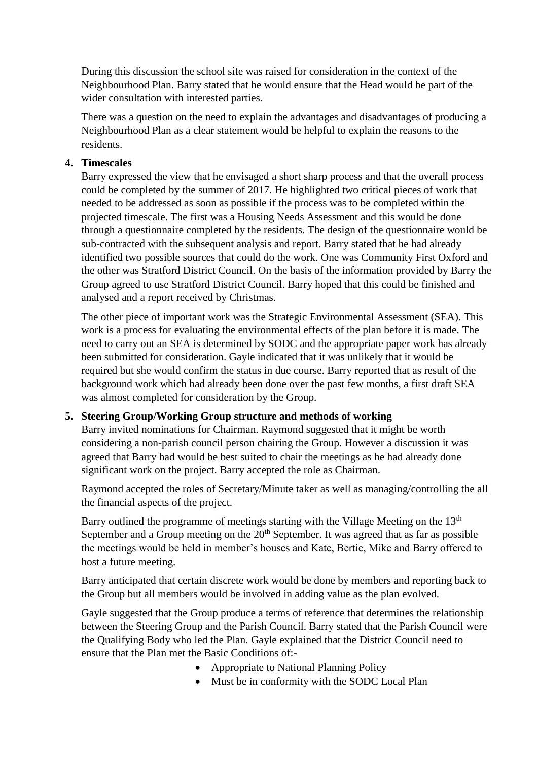During this discussion the school site was raised for consideration in the context of the Neighbourhood Plan. Barry stated that he would ensure that the Head would be part of the wider consultation with interested parties.

There was a question on the need to explain the advantages and disadvantages of producing a Neighbourhood Plan as a clear statement would be helpful to explain the reasons to the residents.

**4. Timescales**

Barry expressed the view that he envisaged a short sharp process and that the overall process could be completed by the summer of 2017. He highlighted two critical pieces of work that needed to be addressed as soon as possible if the process was to be completed within the projected timescale. The first was a Housing Needs Assessment and this would be done through a questionnaire completed by the residents. The design of the questionnaire would be sub-contracted with the subsequent analysis and report. Barry stated that he had already identified two possible sources that could do the work. One was Community First Oxford and the other was Stratford District Council. On the basis of the information provided by Barry the Group agreed to use Stratford District Council. Barry hoped that this could be finished and analysed and a report received by Christmas.

The other piece of important work was the Strategic Environmental Assessment (SEA). This work is a process for evaluating the environmental effects of the plan before it is made. The need to carry out an SEA is determined by SODC and the appropriate paper work has already been submitted for consideration. Gayle indicated that it was unlikely that it would be required but she would confirm the status in due course. Barry reported that as result of the background work which had already been done over the past few months, a first draft SEA was almost completed for consideration by the Group.

**5. Steering Group/Working Group structure and methods of working**

Barry invited nominations for Chairman. Raymond suggested that it might be worth considering a non-parish council person chairing the Group. However a discussion it was agreed that Barry had would be best suited to chair the meetings as he had already done significant work on the project. Barry accepted the role as Chairman.

Raymond accepted the roles of Secretary/Minute taker as well as managing/controlling the all the financial aspects of the project.

Barry outlined the programme of meetings starting with the Village Meeting on the 13th September and a Group meeting on the 20th September. It was agreed that as far as possible the meetings would be held in member's houses and Kate, Bertie, Mike and Barry offered to host a future meeting.

Barry anticipated that certain discrete work would be done by members and reporting back to the Group but all members would be involved in adding value as the plan evolved.

Gayle suggested that the Group produce a terms of reference that determines the relationship between the Steering Group and the Parish Council. Barry stated that the Parish Council were the Qualifying Body who led the Plan. Gayle explained that the District Council need to ensure that the Plan met the Basic Conditions of:-

- Appropriate to National Planning Policy
- Must be in conformity with the SODC Local Plan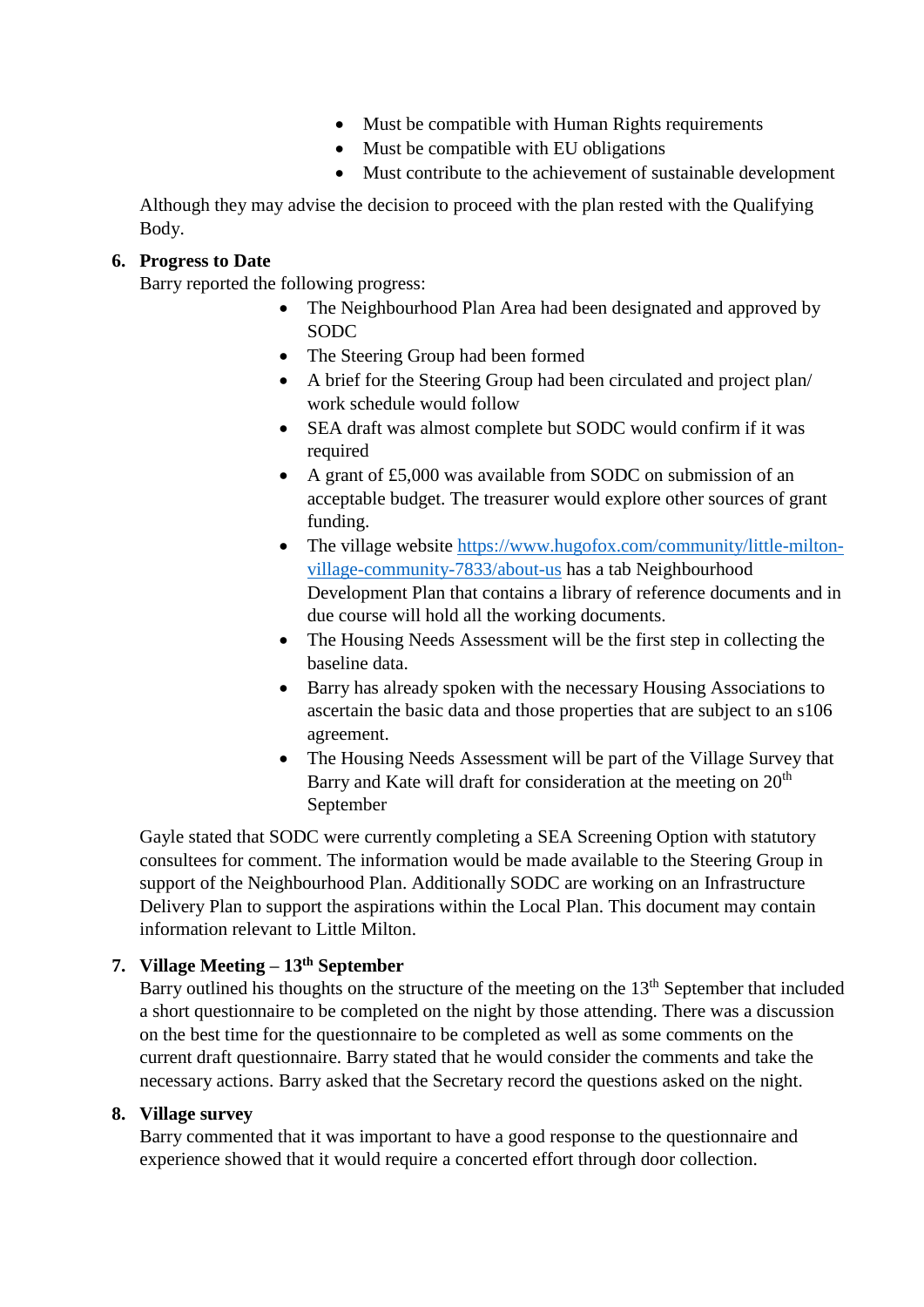- Must be compatible with Human Rights requirements
- Must be compatible with EU obligations
- Must contribute to the achievement of sustainable development

Although they may advise the decision to proceed with the plan rested with the Qualifying Body.

6. **Progress to Date**

Barry reported the following progress:

- The Neighbourhood Plan Area had been designated and approved by SODC
- The Steering Group had been formed
- A brief for the Steering Group had been circulated and project plan/ work schedule would follow
- SEA draft was almost complete but SODC would confirm if it was required
- A grant of £5,000 was available from SODC on submission of an acceptable budget. The treasurer would explore other sources of grant funding.
- The village website [https://www.hugofox.com/community/little-milton-village-community-7833/about-us](https://www.hugofox.com/community/little-milton-village-community-7833/about-us) has a tab Neighbourhood Development Plan that contains a library of reference documents and in due course will hold all the working documents.
- The Housing Needs Assessment will be the first step in collecting the baseline data.
- Barry has already spoken with the necessary Housing Associations to ascertain the basic data and those properties that are subject to an s106 agreement.
- The Housing Needs Assessment will be part of the Village Survey that Barry and Kate will draft for consideration at the meeting on 20th September

Gayle stated that SODC were currently completing a SEA Screening Option with statutory consultees for comment. The information would be made available to the Steering Group in support of the Neighbourhood Plan. Additionally SODC are working on an Infrastructure Delivery Plan to support the aspirations within the Local Plan. This document may contain information relevant to Little Milton.

7. **Village Meeting – 13th September**

Barry outlined his thoughts on the structure of the meeting on the 13th September that included a short questionnaire to be completed on the night by those attending. There was a discussion on the best time for the questionnaire to be completed as well as some comments on the current draft questionnaire. Barry stated that he would consider the comments and take the necessary actions. Barry asked that the Secretary record the questions asked on the night.

8. **Village survey**

Barry commented that it was important to have a good response to the questionnaire and experience showed that it would require a concerted effort through door collection.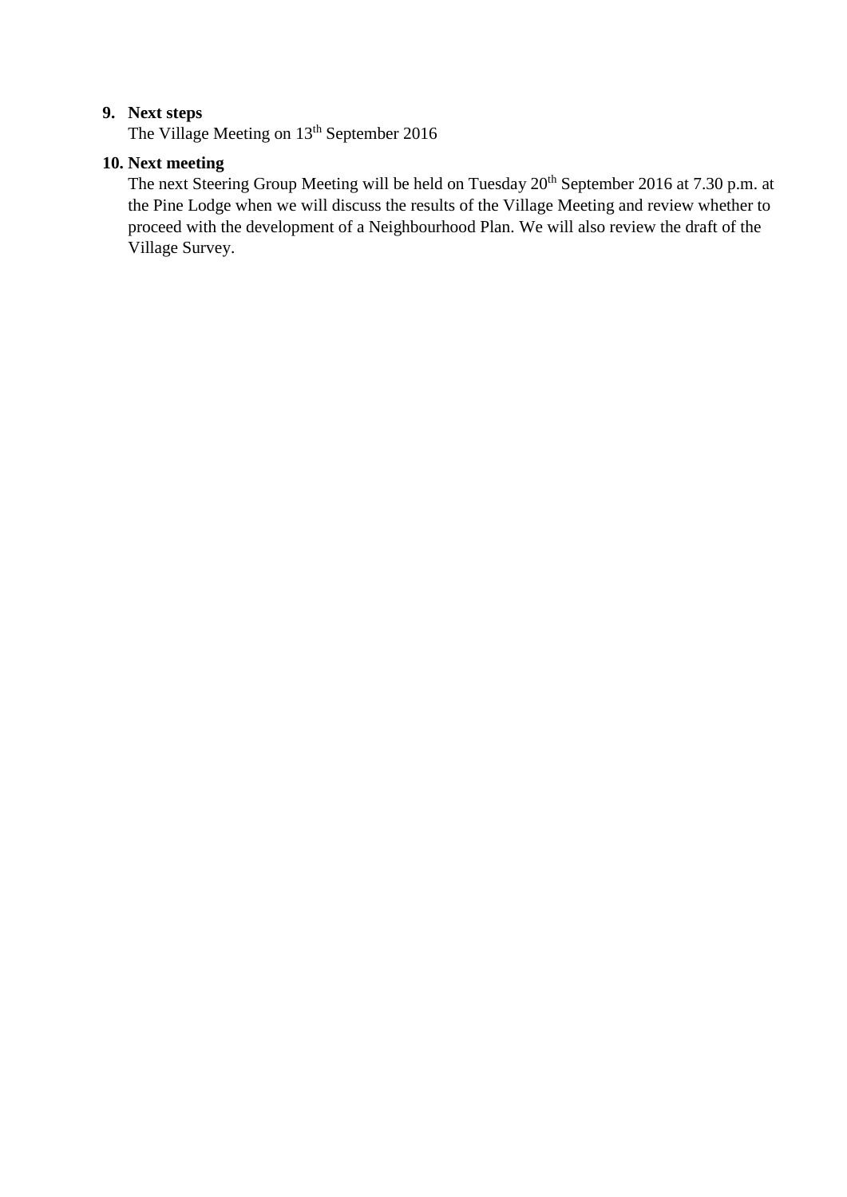**9. Next steps**

The Village Meeting on 13th September 2016

**10. Next meeting**

The next Steering Group Meeting will be held on Tuesday 20th September 2016 at 7.30 p.m. at the Pine Lodge when we will discuss the results of the Village Meeting and review whether to proceed with the development of a Neighbourhood Plan. We will also review the draft of the Village Survey.